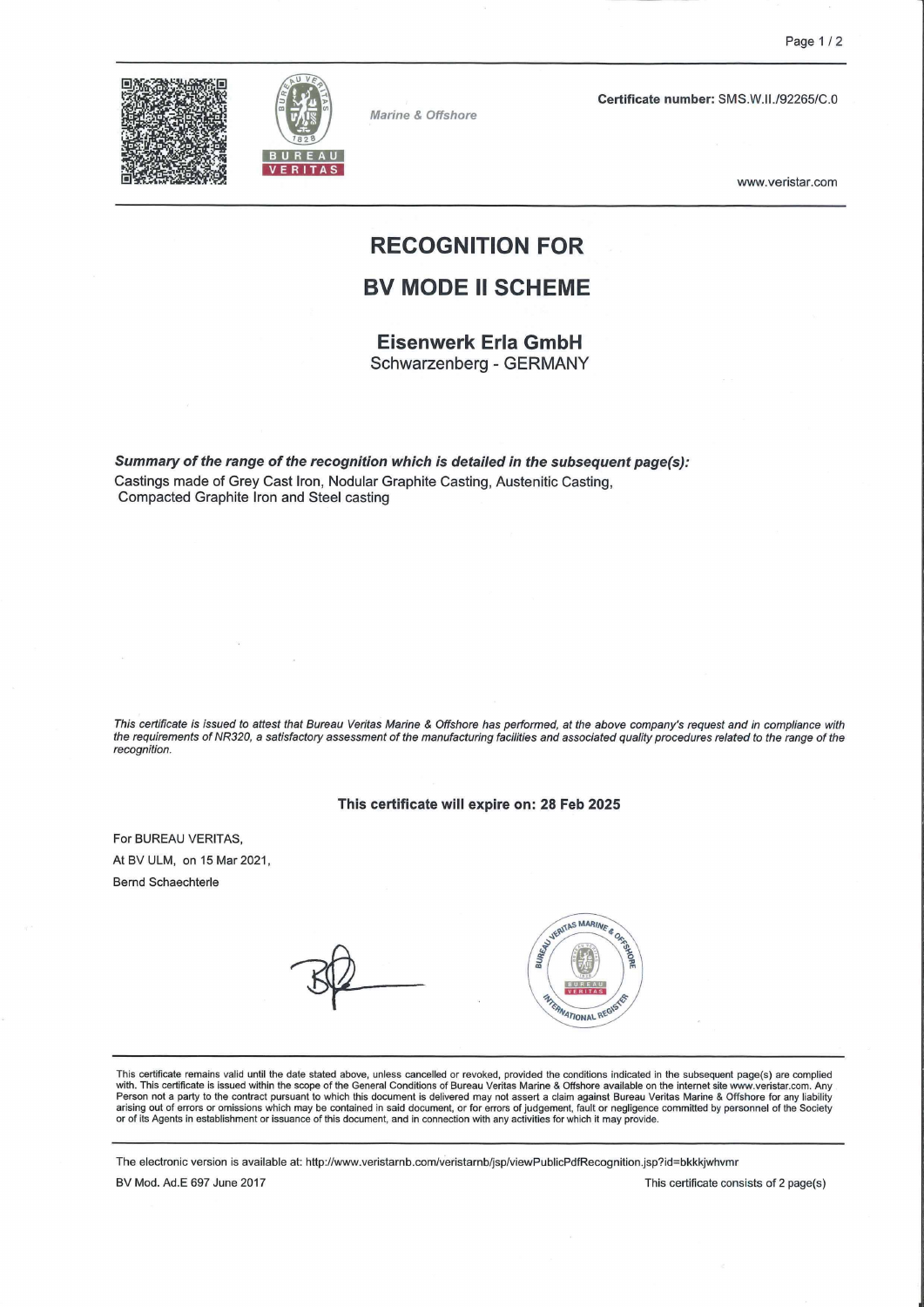Marine & Offshore

**Certificate number:** SMS.W.II./92265/C.0

www.veristar.com

# RECOGNITION FOR
# BV MODE II SCHEME

## Eisenwerk Erla GmbH
Schwarzenberg - GERMANY

***Summary of the range of the recognition which is detailed in the subsequent page(s):***
Castings made of Grey Cast Iron, Nodular Graphite Casting, Austenitic Casting, Compacted Graphite Iron and Steel casting

*This certificate is issued to attest that Bureau Veritas Marine & Offshore has performed, at the above company's request and in compliance with the requirements of NR320, a satisfactory assessment of the manufacturing facilities and associated quality procedures related to the range of the recognition.*

**This certificate will expire on: 28 Feb 2025**

For BUREAU VERITAS,
At BV ULM, on 15 Mar 2021,
Bernd Schaechterle

This certificate remains valid until the date stated above, unless cancelled or revoked, provided the conditions indicated in the subsequent page(s) are complied with. This certificate is issued within the scope of the General Conditions of Bureau Veritas Marine & Offshore available on the internet site www.veristar.com. Any Person not a party to the contract pursuant to which this document is delivered may not assert a claim against Bureau Veritas Marine & Offshore for any liability arising out of errors or omissions which may be contained in said document, or for errors of judgement, fault or negligence committed by personnel of the Society or of its Agents in establishment or issuance of this document, and in connection with any activities for which it may provide.

The electronic version is available at: http://www.veristarnb.com/veristarnb/jsp/viewPublicPdfRecognition.jsp?id=bkkkjwhvmr

BV Mod. Ad.E 697 June 2017

This certificate consists of 2 page(s)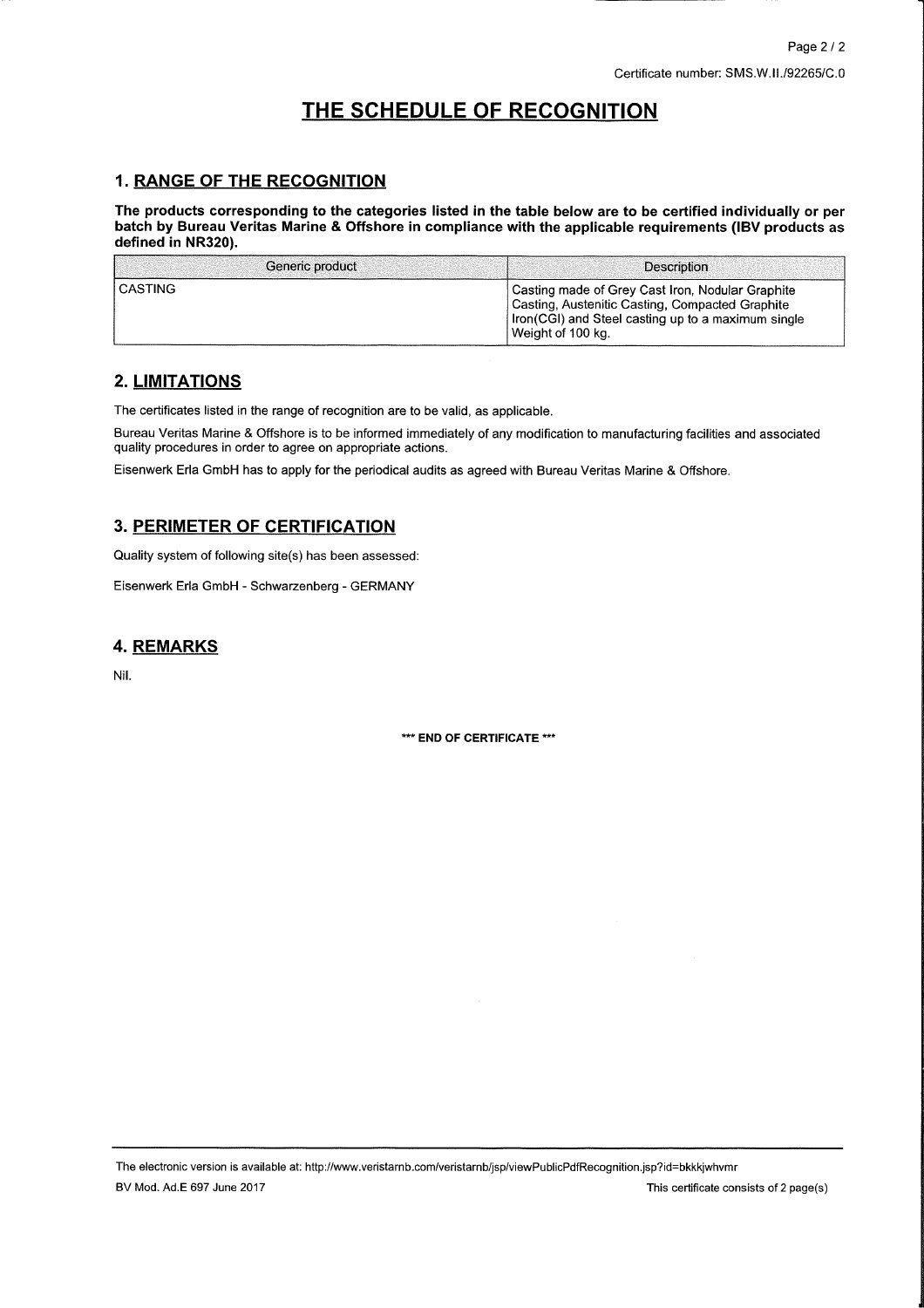# THE SCHEDULE OF RECOGNITION

## 1. RANGE OF THE RECOGNITION

**The products corresponding to the categories listed in the table below are to be certified individually or per batch by Bureau Veritas Marine & Offshore in compliance with the applicable requirements (IBV products as defined in NR320).**

| Generic product | Description |
|---|---|
| CASTING | Casting made of Grey Cast Iron, Nodular Graphite Casting, Austenitic Casting, Compacted Graphite Iron(CGI) and Steel casting up to a maximum single Weight of 100 kg. |

## 2. LIMITATIONS

The certificates listed in the range of recognition are to be valid, as applicable.

Bureau Veritas Marine & Offshore is to be informed immediately of any modification to manufacturing facilities and associated quality procedures in order to agree on appropriate actions.

Eisenwerk Erla GmbH has to apply for the periodical audits as agreed with Bureau Veritas Marine & Offshore.

## 3. PERIMETER OF CERTIFICATION

Quality system of following site(s) has been assessed:

Eisenwerk Erla GmbH - Schwarzenberg - GERMANY

## 4. REMARKS

Nil.

**\*\*\* END OF CERTIFICATE \*\*\***

The electronic version is available at: http://www.veristarnb.com/veristarnb/jsp/viewPublicPdfRecognition.jsp?id=bkkkjwhvmr

BV Mod. Ad.E 697 June 2017

This certificate consists of 2 page(s)